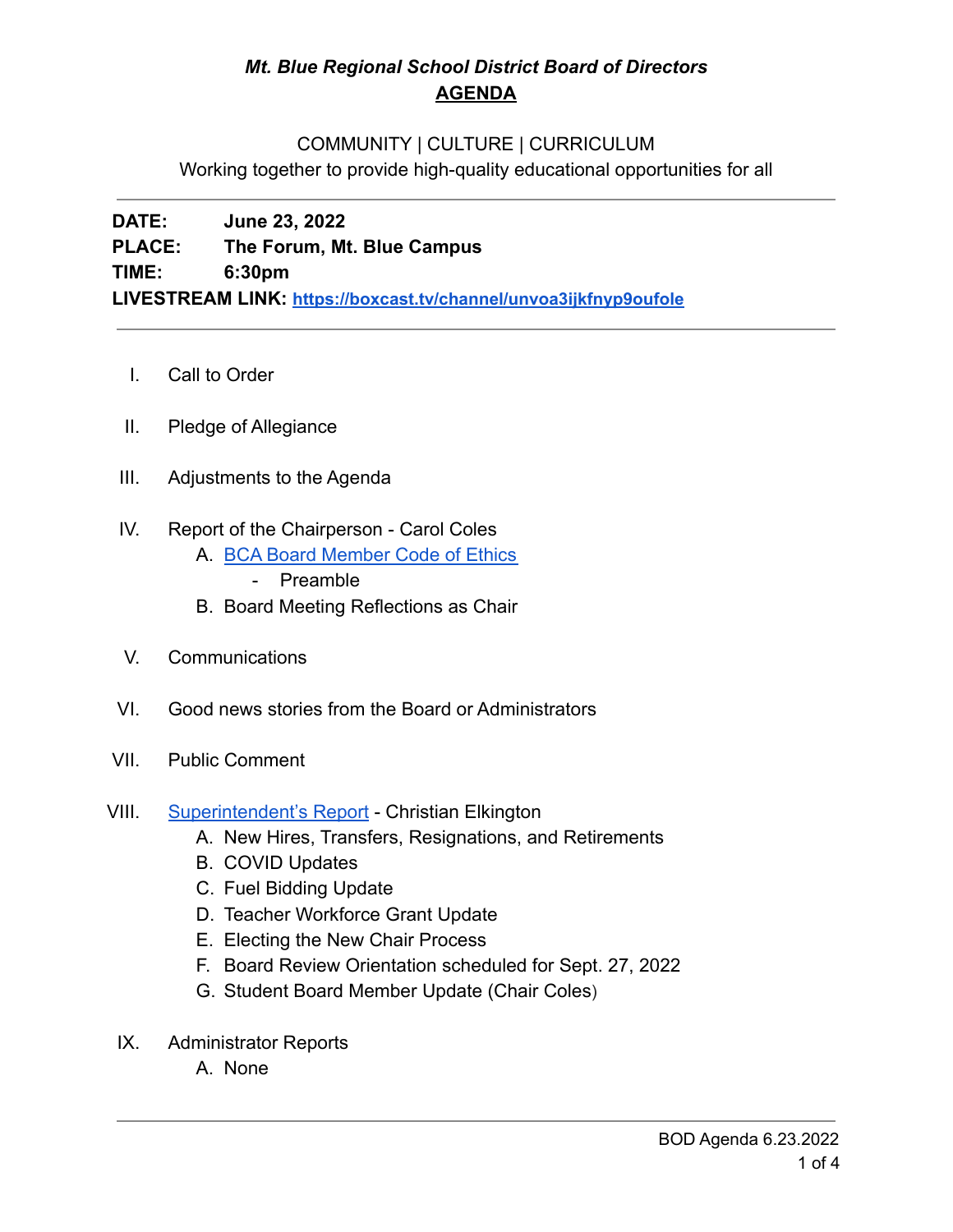# *Mt. Blue Regional School District Board of Directors*
## AGENDA

COMMUNITY | CULTURE | CURRICULUM
Working together to provide high-quality educational opportunities for all

---

**DATE:** **June 23, 2022**
**PLACE:** **The Forum, Mt. Blue Campus**
**TIME:** **6:30pm**
**LIVESTREAM LINK:** **https://boxcast.tv/channel/unvoa3ijkfnyp9oufole**

---

I. Call to Order

II. Pledge of Allegiance

III. Adjustments to the Agenda

IV. Report of the Chairperson - Carol Coles
   A. BCA Board Member Code of Ethics
      - Preamble
   B. Board Meeting Reflections as Chair

V. Communications

VI. Good news stories from the Board or Administrators

VII. Public Comment

VIII. Superintendent's Report - Christian Elkington
   A. New Hires, Transfers, Resignations, and Retirements
   B. COVID Updates
   C. Fuel Bidding Update
   D. Teacher Workforce Grant Update
   E. Electing the New Chair Process
   F. Board Review Orientation scheduled for Sept. 27, 2022
   G. Student Board Member Update (Chair Coles)

IX. Administrator Reports
   A. None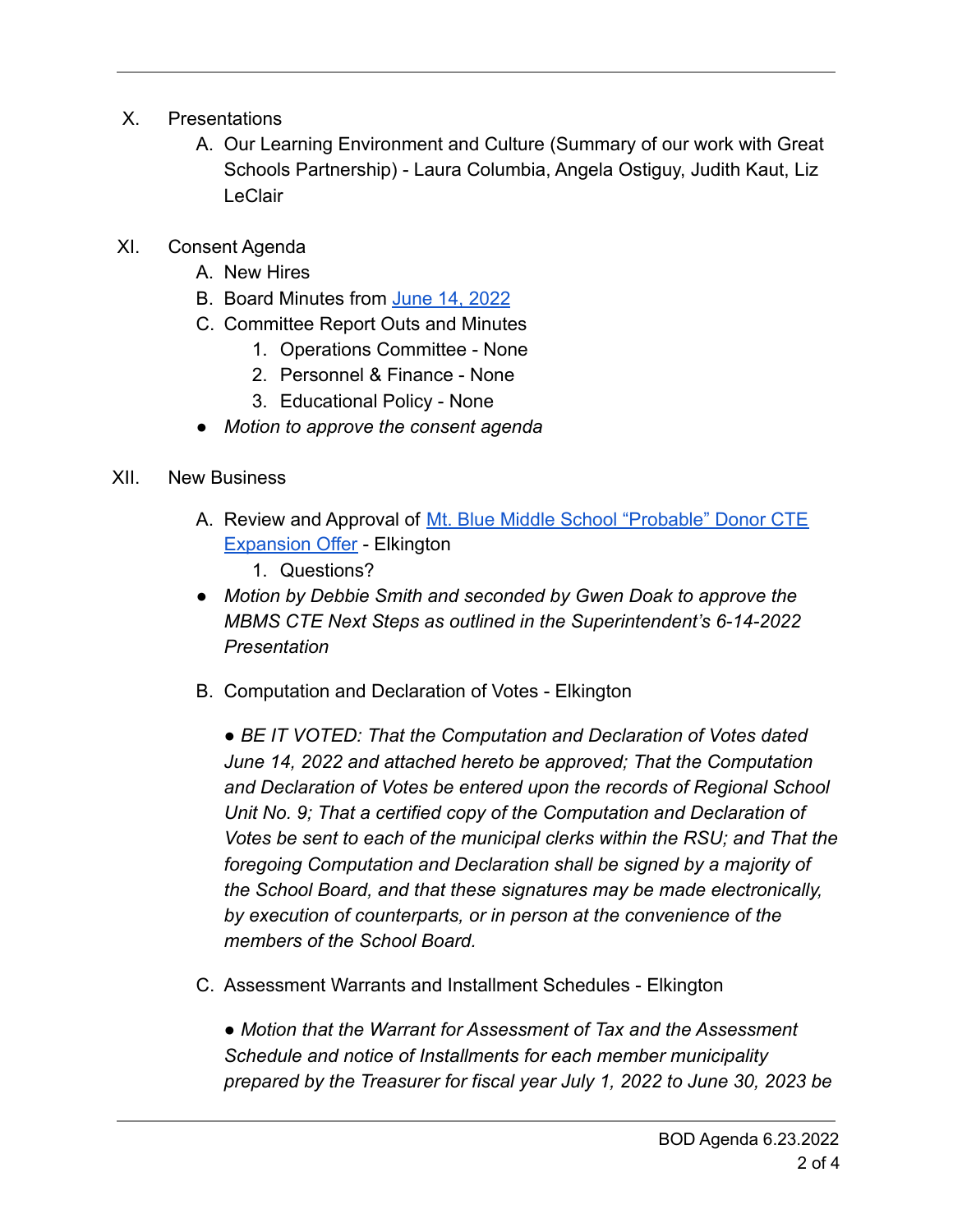X. Presentations

   A. Our Learning Environment and Culture (Summary of our work with Great Schools Partnership) - Laura Columbia, Angela Ostiguy, Judith Kaut, Liz LeClair

XI. Consent Agenda

   A. New Hires
   B. Board Minutes from [June 14, 2022]()
   C. Committee Report Outs and Minutes
      1. Operations Committee - None
      2. Personnel & Finance - None
      3. Educational Policy - None

   - *Motion to approve the consent agenda*

XII. New Business

   A. Review and Approval of [Mt. Blue Middle School "Probable" Donor CTE Expansion Offer]() - Elkington
      1. Questions?

   - *Motion by Debbie Smith and seconded by Gwen Doak to approve the MBMS CTE Next Steps as outlined in the Superintendent's 6-14-2022 Presentation*

   B. Computation and Declaration of Votes - Elkington

      ● *BE IT VOTED: That the Computation and Declaration of Votes dated June 14, 2022 and attached hereto be approved; That the Computation and Declaration of Votes be entered upon the records of Regional School Unit No. 9; That a certified copy of the Computation and Declaration of Votes be sent to each of the municipal clerks within the RSU; and That the foregoing Computation and Declaration shall be signed by a majority of the School Board, and that these signatures may be made electronically, by execution of counterparts, or in person at the convenience of the members of the School Board.*

   C. Assessment Warrants and Installment Schedules - Elkington

      ● *Motion that the Warrant for Assessment of Tax and the Assessment Schedule and notice of Installments for each member municipality prepared by the Treasurer for fiscal year July 1, 2022 to June 30, 2023 be*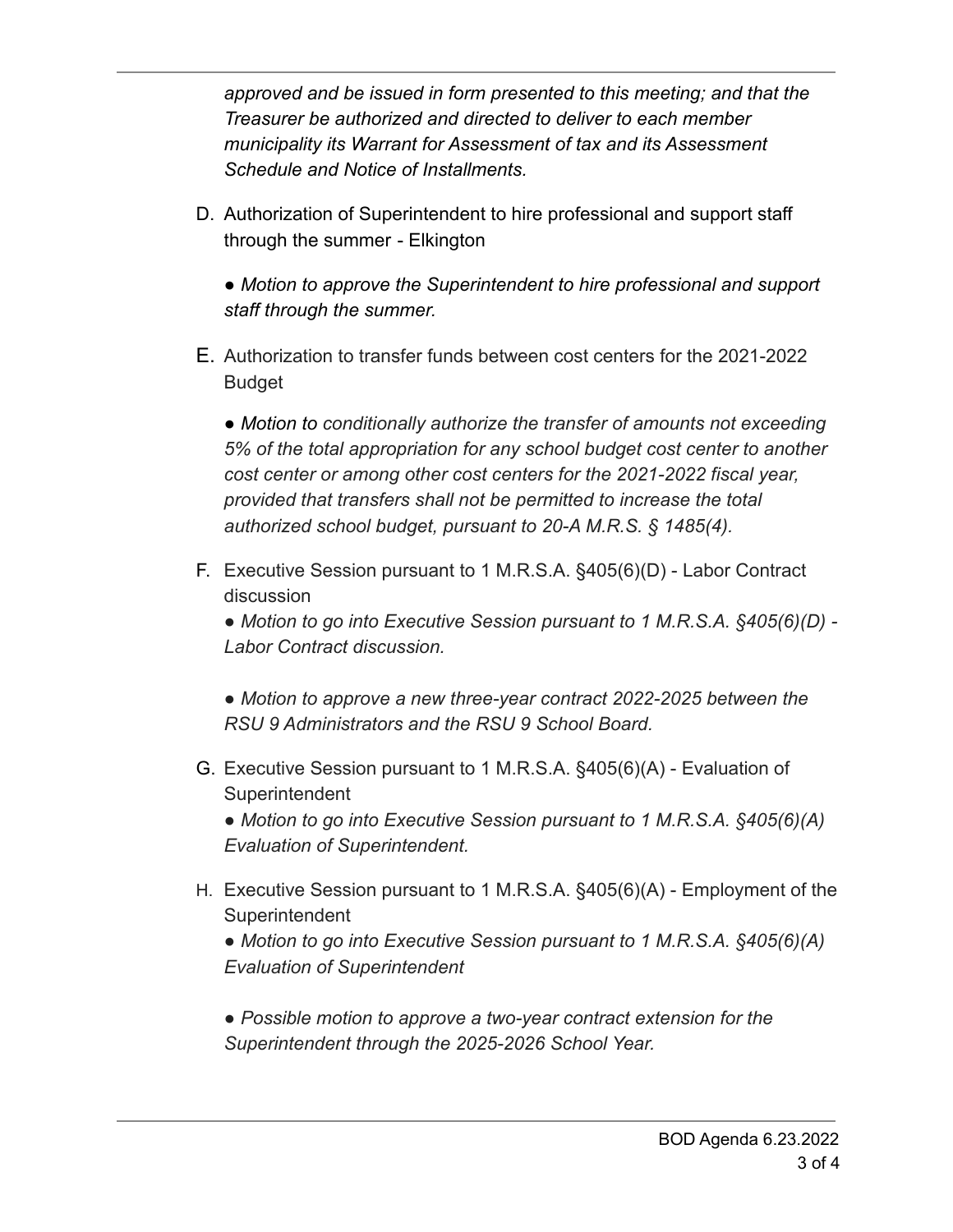*approved and be issued in form presented to this meeting; and that the Treasurer be authorized and directed to deliver to each member municipality its Warrant for Assessment of tax and its Assessment Schedule and Notice of Installments.*

D. Authorization of Superintendent to hire professional and support staff through the summer - Elkington

   ● *Motion to approve the Superintendent to hire professional and support staff through the summer.*

E. Authorization to transfer funds between cost centers for the 2021-2022 Budget

   ● *Motion to conditionally authorize the transfer of amounts not exceeding 5% of the total appropriation for any school budget cost center to another cost center or among other cost centers for the 2021-2022 fiscal year, provided that transfers shall not be permitted to increase the total authorized school budget, pursuant to 20-A M.R.S. § 1485(4).*

F. Executive Session pursuant to 1 M.R.S.A. §405(6)(D) - Labor Contract discussion

   ● *Motion to go into Executive Session pursuant to 1 M.R.S.A. §405(6)(D) - Labor Contract discussion.*

   ● *Motion to approve a new three-year contract 2022-2025 between the RSU 9 Administrators and the RSU 9 School Board.*

G. Executive Session pursuant to 1 M.R.S.A. §405(6)(A) - Evaluation of Superintendent

   ● *Motion to go into Executive Session pursuant to 1 M.R.S.A. §405(6)(A) Evaluation of Superintendent.*

H. Executive Session pursuant to 1 M.R.S.A. §405(6)(A) - Employment of the Superintendent

   ● *Motion to go into Executive Session pursuant to 1 M.R.S.A. §405(6)(A) Evaluation of Superintendent*

   ● *Possible motion to approve a two-year contract extension for the Superintendent through the 2025-2026 School Year.*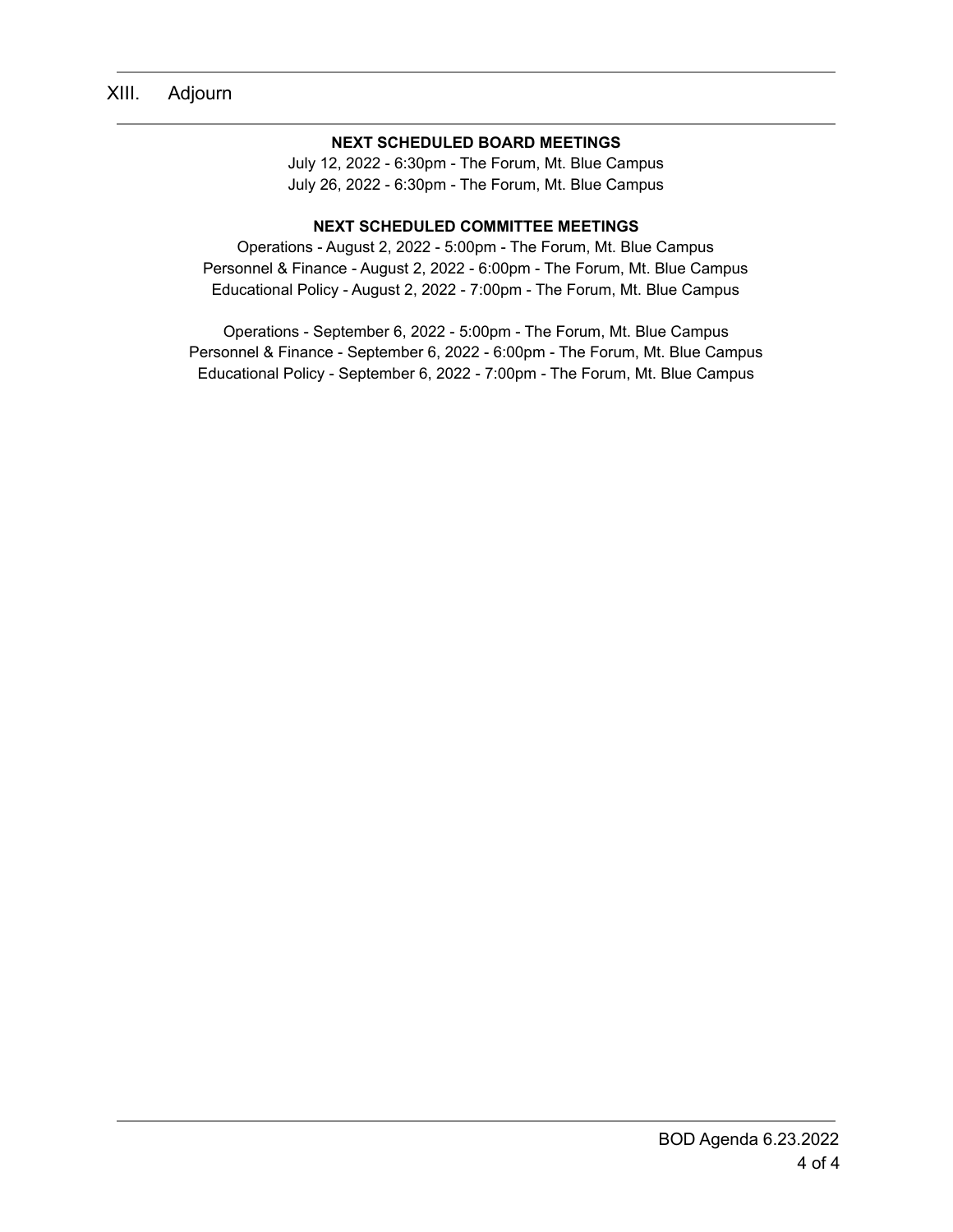## XIII. Adjourn

**NEXT SCHEDULED BOARD MEETINGS**

July 12, 2022 - 6:30pm - The Forum, Mt. Blue Campus
July 26, 2022 - 6:30pm - The Forum, Mt. Blue Campus

**NEXT SCHEDULED COMMITTEE MEETINGS**

Operations - August 2, 2022 - 5:00pm - The Forum, Mt. Blue Campus
Personnel & Finance - August 2, 2022 - 6:00pm - The Forum, Mt. Blue Campus
Educational Policy - August 2, 2022 - 7:00pm - The Forum, Mt. Blue Campus

Operations - September 6, 2022 - 5:00pm - The Forum, Mt. Blue Campus
Personnel & Finance - September 6, 2022 - 6:00pm - The Forum, Mt. Blue Campus
Educational Policy - September 6, 2022 - 7:00pm - The Forum, Mt. Blue Campus